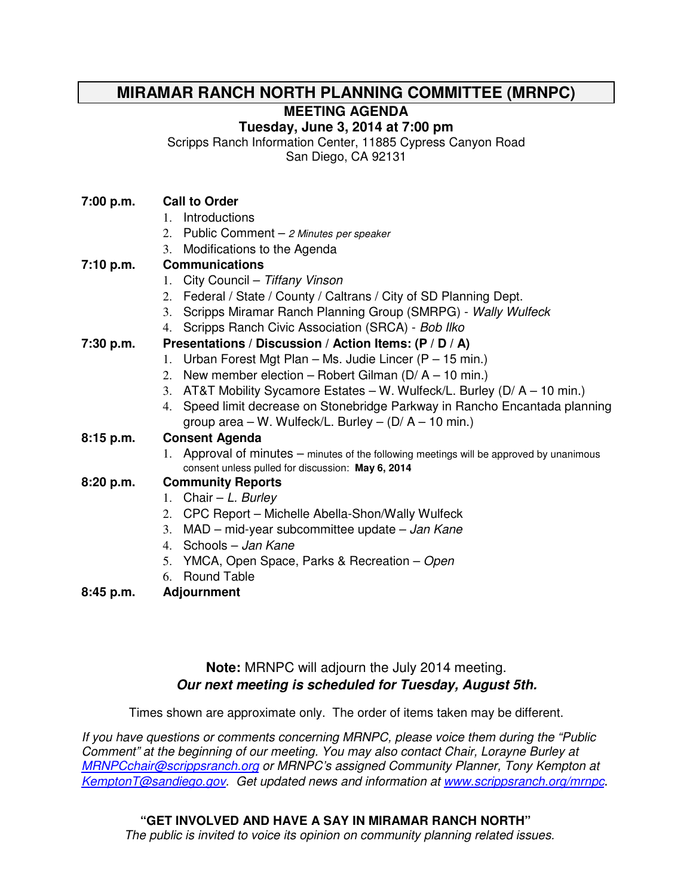# MIRAMAR RANCH NORTH PLANNING COMMITTEE (MRNPC)

## MEETING AGENDA

**Tuesday, June 3, 2014 at 7:00 pm**

Scripps Ranch Information Center, 11885 Cypress Canyon Road
San Diego, CA 92131

**7:00 p.m.** **Call to Order**

1. Introductions
2. Public Comment – *2 Minutes per speaker*
3. Modifications to the Agenda

**7:10 p.m.** **Communications**

1. City Council – *Tiffany Vinson*
2. Federal / State / County / Caltrans / City of SD Planning Dept.
3. Scripps Miramar Ranch Planning Group (SMRPG) - *Wally Wulfeck*
4. Scripps Ranch Civic Association (SRCA) - *Bob Ilko*

**7:30 p.m.** **Presentations / Discussion / Action Items: (P / D / A)**

1. Urban Forest Mgt Plan – Ms. Judie Lincer (P – 15 min.)
2. New member election – Robert Gilman (D/ A – 10 min.)
3. AT&T Mobility Sycamore Estates – W. Wulfeck/L. Burley (D/ A – 10 min.)
4. Speed limit decrease on Stonebridge Parkway in Rancho Encantada planning group area – W. Wulfeck/L. Burley – (D/ A – 10 min.)

**8:15 p.m.** **Consent Agenda**

1. Approval of minutes – minutes of the following meetings will be approved by unanimous consent unless pulled for discussion: **May 6, 2014**

**8:20 p.m.** **Community Reports**

1. Chair – *L. Burley*
2. CPC Report – Michelle Abella-Shon/Wally Wulfeck
3. MAD – mid-year subcommittee update – *Jan Kane*
4. Schools – *Jan Kane*
5. YMCA, Open Space, Parks & Recreation – *Open*
6. Round Table

**8:45 p.m.** **Adjournment**

**Note:** MRNPC will adjourn the July 2014 meeting.
***Our next meeting is scheduled for Tuesday, August 5th.***

Times shown are approximate only. The order of items taken may be different.

*If you have questions or comments concerning MRNPC, please voice them during the "Public Comment" at the beginning of our meeting. You may also contact Chair, Lorayne Burley at MRNPCchair@scrippsranch.org or MRNPC's assigned Community Planner, Tony Kempton at KemptonT@sandiego.gov. Get updated news and information at www.scrippsranch.org/mrnpc.*

**"GET INVOLVED AND HAVE A SAY IN MIRAMAR RANCH NORTH"**
*The public is invited to voice its opinion on community planning related issues.*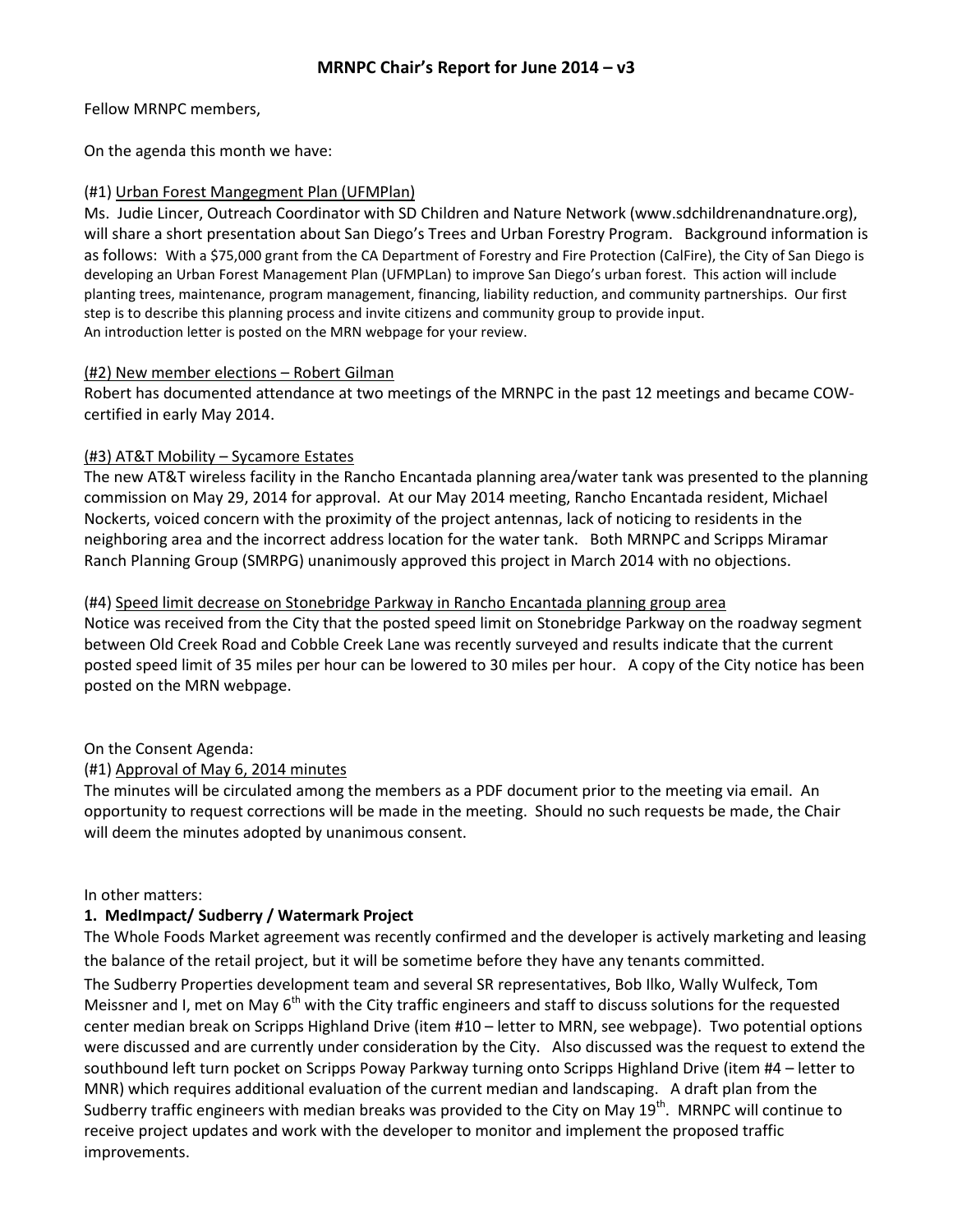## MRNPC Chair's Report for June 2014 – v3

Fellow MRNPC members,

On the agenda this month we have:

(#1) Urban Forest Mangegment Plan (UFMPlan)

Ms. Judie Lincer, Outreach Coordinator with SD Children and Nature Network (www.sdchildrenandnature.org), will share a short presentation about San Diego's Trees and Urban Forestry Program. Background information is as follows: With a $75,000 grant from the CA Department of Forestry and Fire Protection (CalFire), the City of San Diego is developing an Urban Forest Management Plan (UFMPLan) to improve San Diego's urban forest. This action will include planting trees, maintenance, program management, financing, liability reduction, and community partnerships. Our first step is to describe this planning process and invite citizens and community group to provide input.
An introduction letter is posted on the MRN webpage for your review.

(#2) New member elections – Robert Gilman

Robert has documented attendance at two meetings of the MRNPC in the past 12 meetings and became COW-certified in early May 2014.

(#3) AT&T Mobility – Sycamore Estates

The new AT&T wireless facility in the Rancho Encantada planning area/water tank was presented to the planning commission on May 29, 2014 for approval. At our May 2014 meeting, Rancho Encantada resident, Michael Nockerts, voiced concern with the proximity of the project antennas, lack of noticing to residents in the neighboring area and the incorrect address location for the water tank. Both MRNPC and Scripps Miramar Ranch Planning Group (SMRPG) unanimously approved this project in March 2014 with no objections.

(#4) Speed limit decrease on Stonebridge Parkway in Rancho Encantada planning group area

Notice was received from the City that the posted speed limit on Stonebridge Parkway on the roadway segment between Old Creek Road and Cobble Creek Lane was recently surveyed and results indicate that the current posted speed limit of 35 miles per hour can be lowered to 30 miles per hour. A copy of the City notice has been posted on the MRN webpage.

On the Consent Agenda:

(#1) Approval of May 6, 2014 minutes

The minutes will be circulated among the members as a PDF document prior to the meeting via email. An opportunity to request corrections will be made in the meeting. Should no such requests be made, the Chair will deem the minutes adopted by unanimous consent.

In other matters:

**1. MedImpact/ Sudberry / Watermark Project**

The Whole Foods Market agreement was recently confirmed and the developer is actively marketing and leasing the balance of the retail project, but it will be sometime before they have any tenants committed.

The Sudberry Properties development team and several SR representatives, Bob Ilko, Wally Wulfeck, Tom Meissner and I, met on May 6th with the City traffic engineers and staff to discuss solutions for the requested center median break on Scripps Highland Drive (item #10 – letter to MRN, see webpage). Two potential options were discussed and are currently under consideration by the City. Also discussed was the request to extend the southbound left turn pocket on Scripps Poway Parkway turning onto Scripps Highland Drive (item #4 – letter to MNR) which requires additional evaluation of the current median and landscaping. A draft plan from the Sudberry traffic engineers with median breaks was provided to the City on May 19th. MRNPC will continue to receive project updates and work with the developer to monitor and implement the proposed traffic improvements.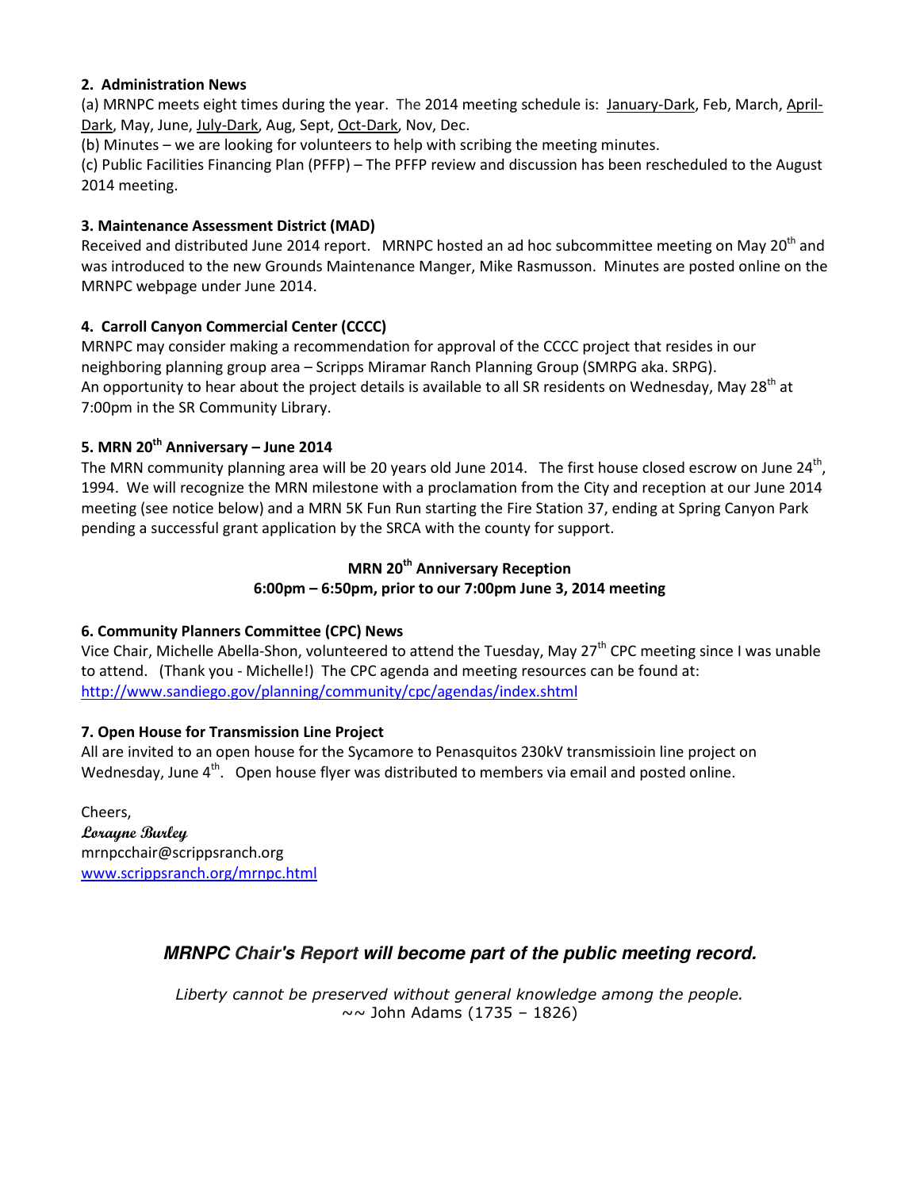### 2. Administration News

(a) MRNPC meets eight times during the year. The 2014 meeting schedule is: January-Dark, Feb, March, April-Dark, May, June, July-Dark, Aug, Sept, Oct-Dark, Nov, Dec.

(b) Minutes – we are looking for volunteers to help with scribing the meeting minutes.

(c) Public Facilities Financing Plan (PFFP) – The PFFP review and discussion has been rescheduled to the August 2014 meeting.

### 3. Maintenance Assessment District (MAD)

Received and distributed June 2014 report. MRNPC hosted an ad hoc subcommittee meeting on May 20th and was introduced to the new Grounds Maintenance Manger, Mike Rasmusson. Minutes are posted online on the MRNPC webpage under June 2014.

### 4. Carroll Canyon Commercial Center (CCCC)

MRNPC may consider making a recommendation for approval of the CCCC project that resides in our neighboring planning group area – Scripps Miramar Ranch Planning Group (SMRPG aka. SRPG).
An opportunity to hear about the project details is available to all SR residents on Wednesday, May 28th at 7:00pm in the SR Community Library.

### 5. MRN 20th Anniversary – June 2014

The MRN community planning area will be 20 years old June 2014. The first house closed escrow on June 24th, 1994. We will recognize the MRN milestone with a proclamation from the City and reception at our June 2014 meeting (see notice below) and a MRN 5K Fun Run starting the Fire Station 37, ending at Spring Canyon Park pending a successful grant application by the SRCA with the county for support.

**MRN 20th Anniversary Reception**
**6:00pm – 6:50pm, prior to our 7:00pm June 3, 2014 meeting**

### 6. Community Planners Committee (CPC) News

Vice Chair, Michelle Abella-Shon, volunteered to attend the Tuesday, May 27th CPC meeting since I was unable to attend. (Thank you - Michelle!) The CPC agenda and meeting resources can be found at: http://www.sandiego.gov/planning/community/cpc/agendas/index.shtml

### 7. Open House for Transmission Line Project

All are invited to an open house for the Sycamore to Penasquitos 230kV transmissioin line project on Wednesday, June 4th. Open house flyer was distributed to members via email and posted online.

Cheers,
*Lorayne Burley*
mrnpcchair@scrippsranch.org
www.scrippsranch.org/mrnpc.html

***MRNPC Chair's Report will become part of the public meeting record.***

*Liberty cannot be preserved without general knowledge among the people.*
~~ John Adams (1735 – 1826)